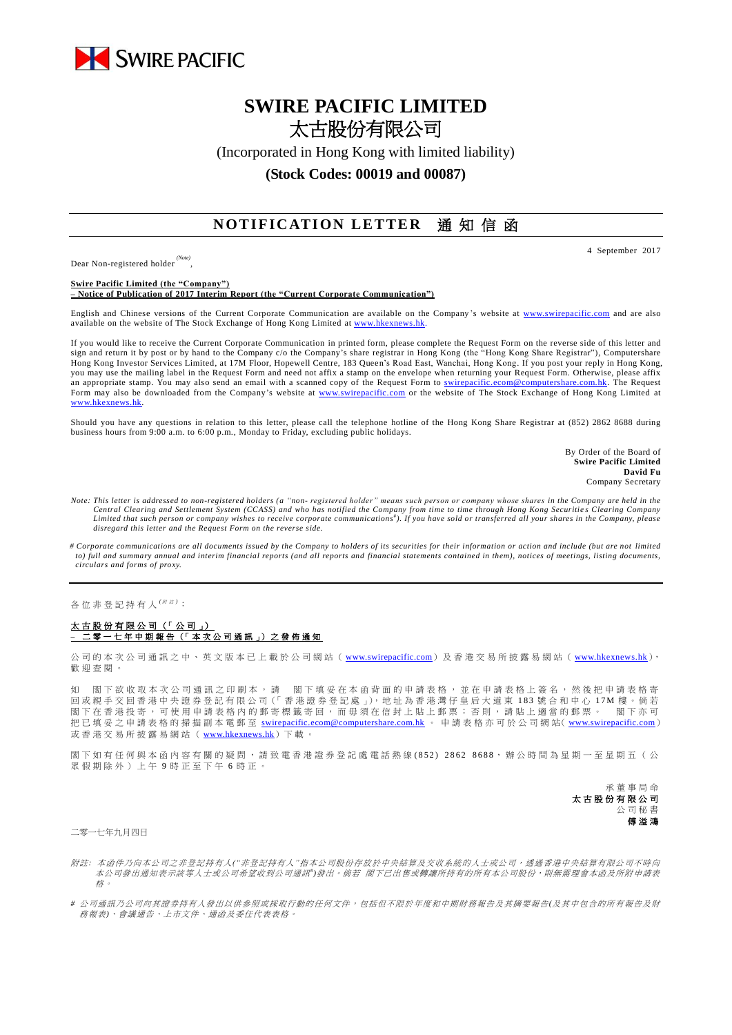SWIRE PACIFIC

# SWIRE PACIFIC LIMITED
# 太古股份有限公司

(Incorporated in Hong Kong with limited liability)

**(Stock Codes: 00019 and 00087)**

## NOTIFICATION LETTER 通知信函

4 September 2017

Dear Non-registered holder [(Note)],

**Swire Pacific Limited (the "Company")**
**– Notice of Publication of 2017 Interim Report (the "Current Corporate Communication")**

English and Chinese versions of the Current Corporate Communication are available on the Company's website at www.swirepacific.com and are also available on the website of The Stock Exchange of Hong Kong Limited at www.hkexnews.hk.

If you would like to receive the Current Corporate Communication in printed form, please complete the Request Form on the reverse side of this letter and sign and return it by post or by hand to the Company c/o the Company's share registrar in Hong Kong (the "Hong Kong Share Registrar"), Computershare Hong Kong Investor Services Limited, at 17M Floor, Hopewell Centre, 183 Queen's Road East, Wanchai, Hong Kong. If you post your reply in Hong Kong, you may use the mailing label in the Request Form and need not affix a stamp on the envelope when returning your Request Form. Otherwise, please affix an appropriate stamp. You may also send an email with a scanned copy of the Request Form to swirepacific.ecom@computershare.com.hk. The Request Form may also be downloaded from the Company's website at www.swirepacific.com or the website of The Stock Exchange of Hong Kong Limited at www.hkexnews.hk.

Should you have any questions in relation to this letter, please call the telephone hotline of the Hong Kong Share Registrar at (852) 2862 8688 during business hours from 9:00 a.m. to 6:00 p.m., Monday to Friday, excluding public holidays.

By Order of the Board of
**Swire Pacific Limited**
**David Fu**
Company Secretary

*Note: This letter is addressed to non-registered holders (a "non- registered holder" means such person or company whose shares in the Company are held in the Central Clearing and Settlement System (CCASS) and who has notified the Company from time to time through Hong Kong Securities Clearing Company Limited that such person or company wishes to receive corporate communications#). If you have sold or transferred all your shares in the Company, please disregard this letter and the Request Form on the reverse side.*

*# Corporate communications are all documents issued by the Company to holders of its securities for their information or action and include (but are not limited to) full and summary annual and interim financial reports (and all reports and financial statements contained in them), notices of meetings, listing documents, circulars and forms of proxy.*

---

各位非登記持有人[(附註)]：

**太古股份有限公司（「公司」）**
**– 二零一七年中期報告（「本次公司通訊」）之發佈通知**

公司的本次公司通訊之中、英文版本已上載於公司網站（www.swirepacific.com）及香港交易所披露易網站（www.hkexnews.hk），歡迎查閱。

如 閣下欲收取本次公司通訊之印刷本，請 閣下填妥在本函背面的申請表格，並在申請表格上簽名，然後把申請表格寄回或親手交回香港中央證券登記有限公司（「香港證券登記處」），地址為香港灣仔皇后大道東183號合和中心17M樓。倘若閣下在香港投寄，可使用申請表格內的郵寄標籤寄回，而毋須在信封上貼上郵票；否則，請貼上適當的郵票。 閣下亦可把已填妥之申請表格的掃描副本電郵至 swirepacific.ecom@computershare.com.hk 。申請表格亦可於公司網站（www.swirepacific.com）或香港交易所披露易網站（www.hkexnews.hk）下載。

閣下如有任何與本函內容有關的疑問，請致電香港證券登記處電話熱線(852) 2862 8688，辦公時間為星期一至星期五（公眾假期除外）上午9時正至下午6時正。

承董事局命
**太古股份有限公司**
公司秘書
**傅溢鴻**

二零一七年九月四日

*附註：本函件乃向本公司之非登記持有人("非登記持有人"指本公司股份存放於中央結算及交收系統的人士或公司，透過香港中央結算有限公司不時向本公司發出通知表示該等人士或公司希望收到公司通訊#)發出。倘若 閣下已出售或轉讓所持有的所有本公司股份，則無需理會本函及所附申請表格。*

*# 公司通訊乃公司向其證券持有人發出以供參照或採取行動的任何文件，包括但不限於年度和中期財務報告及其摘要報告(及其中包含的所有報告及財務報表)、會議通告、上市文件、通函及委任代表表格。*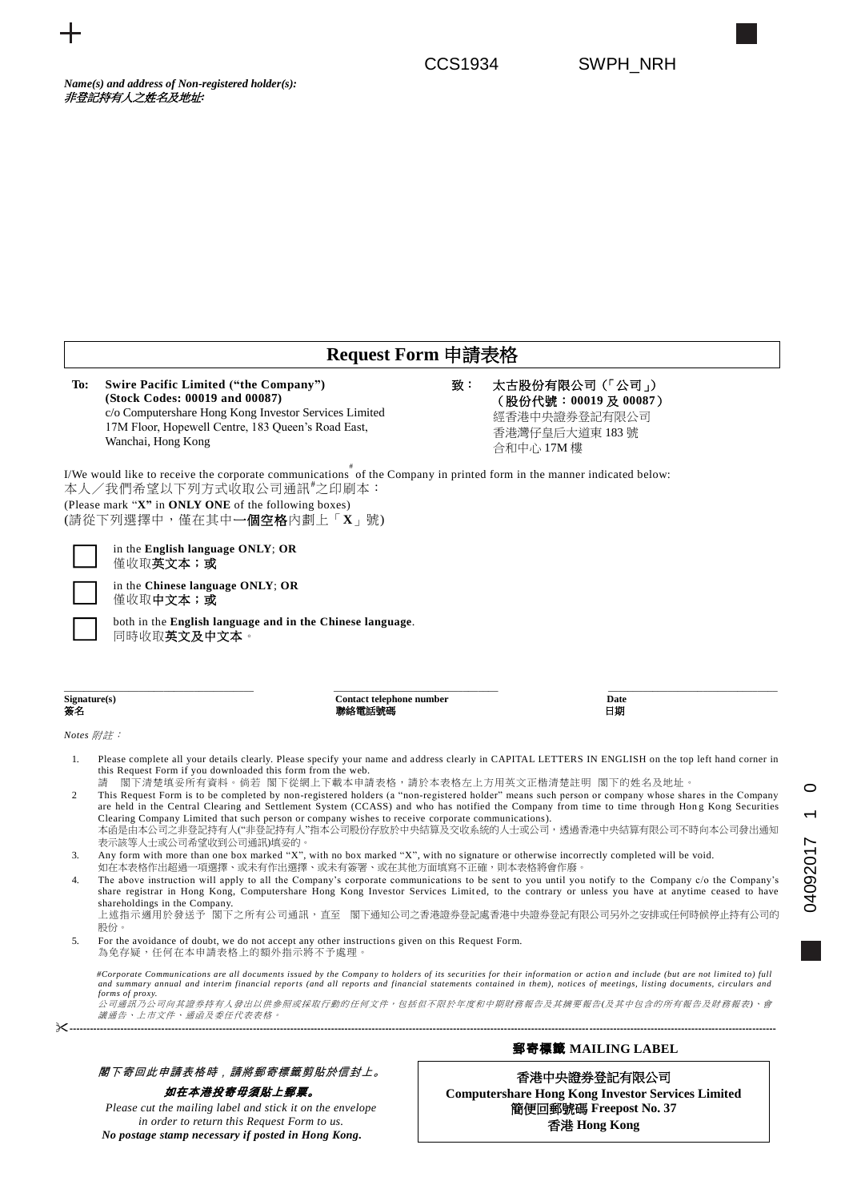CCS1934 SWPH_NRH

*Name(s) and address of Non-registered holder(s):*
***非登記持有人之姓名及地址:***

# Request Form 申請表格

**To:** **Swire Pacific Limited (“the Company”)**
**(Stock Codes: 00019 and 00087)**
c/o Computershare Hong Kong Investor Services Limited
17M Floor, Hopewell Centre, 183 Queen’s Road East,
Wanchai, Hong Kong

**致：** **太古股份有限公司（「公司」）**
**（股份代號：00019 及 00087）**
經香港中央證券登記有限公司
香港灣仔皇后大道東 183 號
合和中心 17M 樓

I/We would like to receive the corporate communications# of the Company in printed form in the manner indicated below:
本人／我們希望以下列方式收取公司通訊#之印刷本：
(Please mark “**X**” in **ONLY ONE** of the following boxes)
(請從下列選擇中，僅在其中**一個空格**內劃上「**X**」號)

☐ in the **English language ONLY**; **OR**
僅收取**英文本；或**

☐ in the **Chinese language ONLY**; **OR**
僅收取**中文本；或**

☐ both in the **English language and in the Chinese language**.
同時收取**英文及中文本**。

| **Signature(s) 簽名** | **Contact telephone number 聯絡電話號碼** | **Date 日期** |
|---|---|---|
| | | |

*Notes 附註：*

1. Please complete all your details clearly. Please specify your name and address clearly in CAPITAL LETTERS IN ENGLISH on the top left hand corner in this Request Form if you downloaded this form from the web.
請 閣下清楚填妥所有資料。倘若 閣下從網上下載本申請表格，請於本表格左上方用英文正楷清楚註明 閣下的姓名及地址。
2. This Request Form is to be completed by non-registered holders (a “non-registered holder” means such person or company whose shares in the Company are held in the Central Clearing and Settlement System (CCASS) and who has notified the Company from time to time through Hong Kong Securities Clearing Company Limited that such person or company wishes to receive corporate communications).
本函是由本公司之非登記持有人("非登記持有人"指本公司股份存放於中央結算及交收系統的人士或公司，透過香港中央結算有限公司不時向本公司發出通知表示該等人士或公司希望收到公司通訊)填妥的。
3. Any form with more than one box marked “X”, with no box marked “X”, with no signature or otherwise incorrectly completed will be void.
如在本表格作出超過一項選擇、或未有作出選擇、或未有簽署、或在其他方面填寫不正確，則本表格將會作廢。
4. The above instruction will apply to all the Company’s corporate communications to be sent to you until you notify to the Company c/o the Company’s share registrar in Hong Kong, Computershare Hong Kong Investor Services Limited, to the contrary or unless you have at anytime ceased to have shareholdings in the Company.
上述指示適用於發送予 閣下之所有公司通訊，直至 閣下通知公司之香港證券登記處香港中央證券登記有限公司另外之安排或任何時候停止持有公司的股份。
5. For the avoidance of doubt, we do not accept any other instructions given on this Request Form.
為免存疑，任何在本申請表格上的額外指示將不予處理。

*#Corporate Communications are all documents issued by the Company to holders of its securities for their information or action and include (but are not limited to) full and summary annual and interim financial reports (and all reports and financial statements contained in them), notices of meetings, listing documents, circulars and forms of proxy.*
*公司通訊乃公司向其證券持有人發出以供參照或採取行動的任何文件，包括但不限於年度和中期財務報告及其摘要報告(及其中包含的所有報告及財務報表)、會議通告、上市文件、通函及委任代表表格。*

---

***閣下寄回此申請表格時，請將郵寄標籤剪貼於信封上。***
***如在本港投寄毋須貼上郵票。***
*Please cut the mailing label and stick it on the envelope in order to return this Request Form to us.*
***No postage stamp necessary if posted in Hong Kong.***

**郵寄標籤 MAILING LABEL**

**香港中央證券登記有限公司**
**Computershare Hong Kong Investor Services Limited**
**簡便回郵號碼 Freepost No. 37**
**香港 Hong Kong**

04092017 1 0